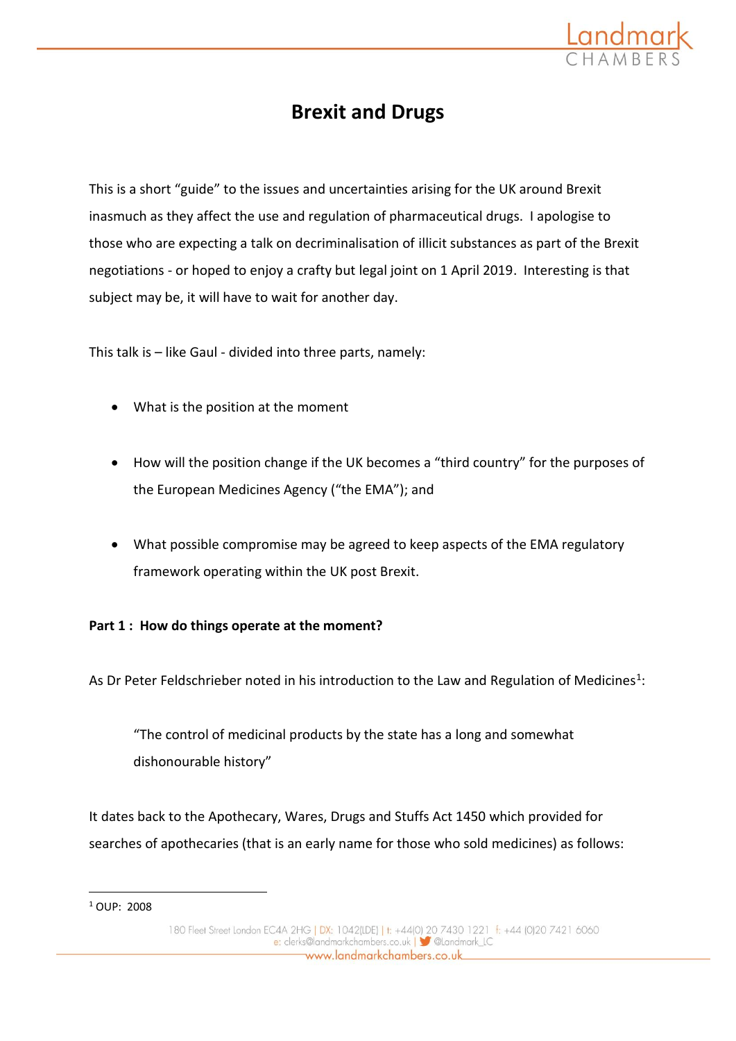# Brexit and Drugs

This is a short "guide" to the issues and uncertainties arising for the UK around Brexit inasmuch as they affect the use and regulation of pharmaceutical drugs. I apologise to those who are expecting a talk on decriminalisation of illicit substances as part of the Brexit negotiations - or hoped to enjoy a crafty but legal joint on 1 April 2019. Interesting is that subject may be, it will have to wait for another day.

This talk is – like Gaul - divided into three parts, namely:

- What is the position at the moment
- How will the position change if the UK becomes a "third country" for the purposes of the European Medicines Agency ("the EMA"); and
- What possible compromise may be agreed to keep aspects of the EMA regulatory framework operating within the UK post Brexit.

**Part 1 : How do things operate at the moment?**

As Dr Peter Feldschrieber noted in his introduction to the Law and Regulation of Medicines[1]:

> "The control of medicinal products by the state has a long and somewhat dishonourable history"

It dates back to the Apothecary, Wares, Drugs and Stuffs Act 1450 which provided for searches of apothecaries (that is an early name for those who sold medicines) as follows:

[1] OUP: 2008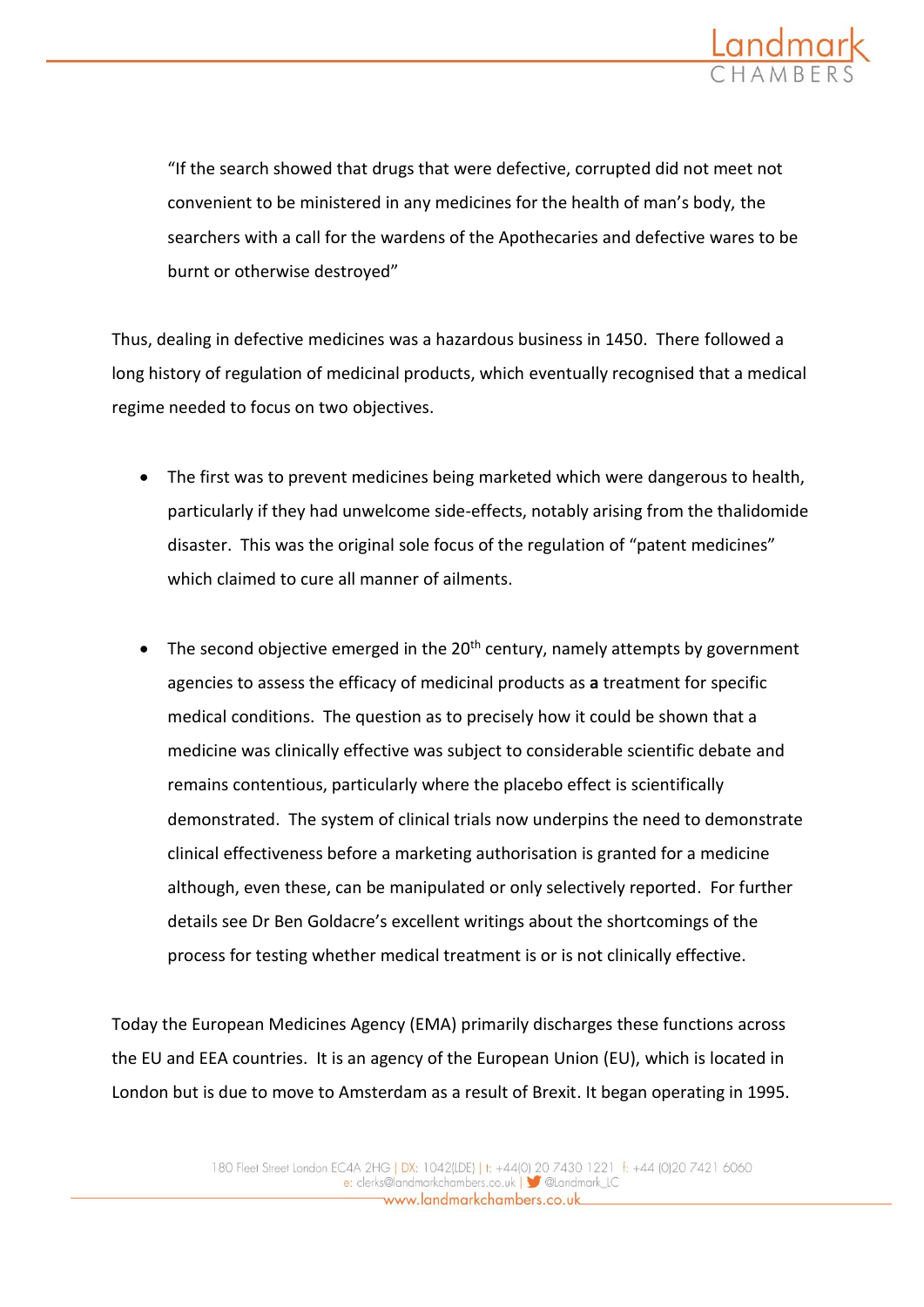> "If the search showed that drugs that were defective, corrupted did not meet not convenient to be ministered in any medicines for the health of man's body, the searchers with a call for the wardens of the Apothecaries and defective wares to be burnt or otherwise destroyed"

Thus, dealing in defective medicines was a hazardous business in 1450. There followed a long history of regulation of medicinal products, which eventually recognised that a medical regime needed to focus on two objectives.

- The first was to prevent medicines being marketed which were dangerous to health, particularly if they had unwelcome side-effects, notably arising from the thalidomide disaster. This was the original sole focus of the regulation of "patent medicines" which claimed to cure all manner of ailments.

- The second objective emerged in the 20th century, namely attempts by government agencies to assess the efficacy of medicinal products as **a** treatment for specific medical conditions. The question as to precisely how it could be shown that a medicine was clinically effective was subject to considerable scientific debate and remains contentious, particularly where the placebo effect is scientifically demonstrated. The system of clinical trials now underpins the need to demonstrate clinical effectiveness before a marketing authorisation is granted for a medicine although, even these, can be manipulated or only selectively reported. For further details see Dr Ben Goldacre's excellent writings about the shortcomings of the process for testing whether medical treatment is or is not clinically effective.

Today the European Medicines Agency (EMA) primarily discharges these functions across the EU and EEA countries. It is an agency of the European Union (EU), which is located in London but is due to move to Amsterdam as a result of Brexit. It began operating in 1995.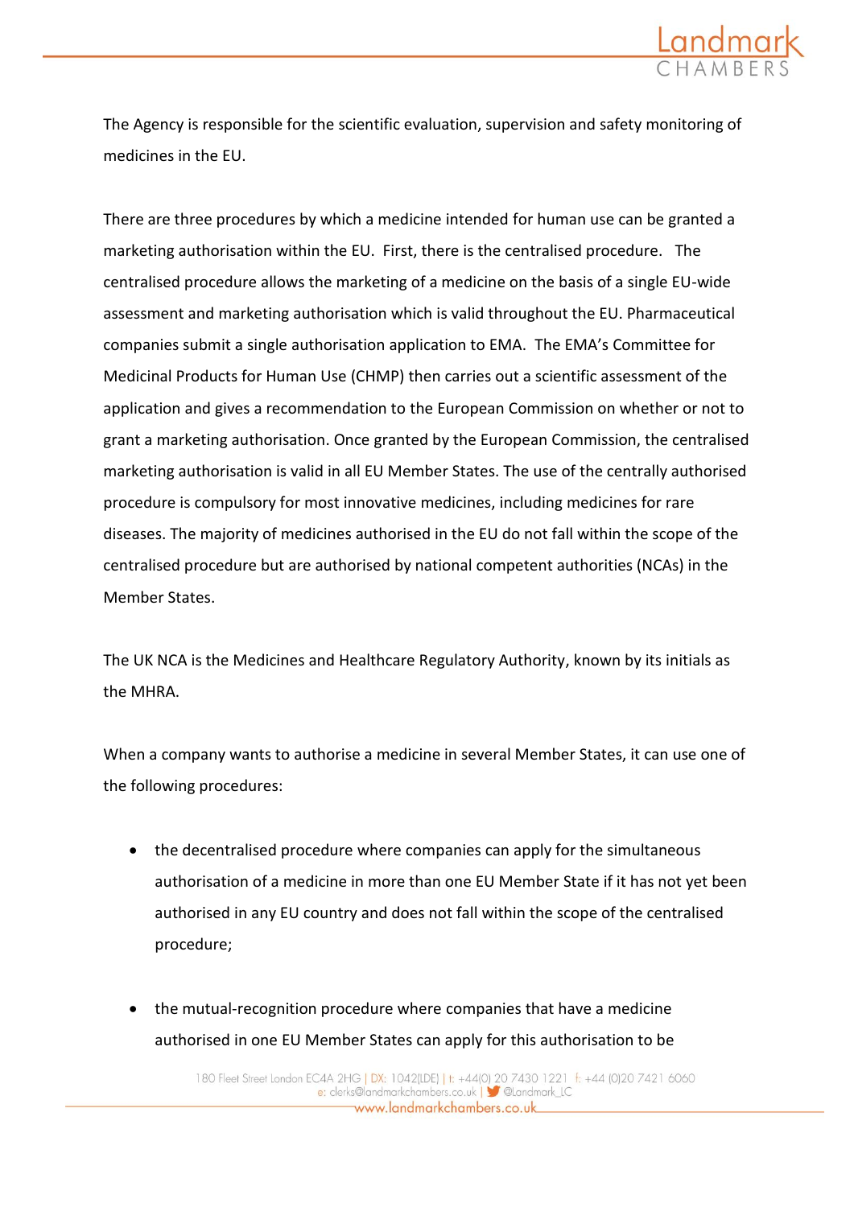The Agency is responsible for the scientific evaluation, supervision and safety monitoring of medicines in the EU.

There are three procedures by which a medicine intended for human use can be granted a marketing authorisation within the EU. First, there is the centralised procedure. The centralised procedure allows the marketing of a medicine on the basis of a single EU-wide assessment and marketing authorisation which is valid throughout the EU. Pharmaceutical companies submit a single authorisation application to EMA. The EMA's Committee for Medicinal Products for Human Use (CHMP) then carries out a scientific assessment of the application and gives a recommendation to the European Commission on whether or not to grant a marketing authorisation. Once granted by the European Commission, the centralised marketing authorisation is valid in all EU Member States. The use of the centrally authorised procedure is compulsory for most innovative medicines, including medicines for rare diseases. The majority of medicines authorised in the EU do not fall within the scope of the centralised procedure but are authorised by national competent authorities (NCAs) in the Member States.

The UK NCA is the Medicines and Healthcare Regulatory Authority, known by its initials as the MHRA.

When a company wants to authorise a medicine in several Member States, it can use one of the following procedures:

- the decentralised procedure where companies can apply for the simultaneous authorisation of a medicine in more than one EU Member State if it has not yet been authorised in any EU country and does not fall within the scope of the centralised procedure;

- the mutual-recognition procedure where companies that have a medicine authorised in one EU Member States can apply for this authorisation to be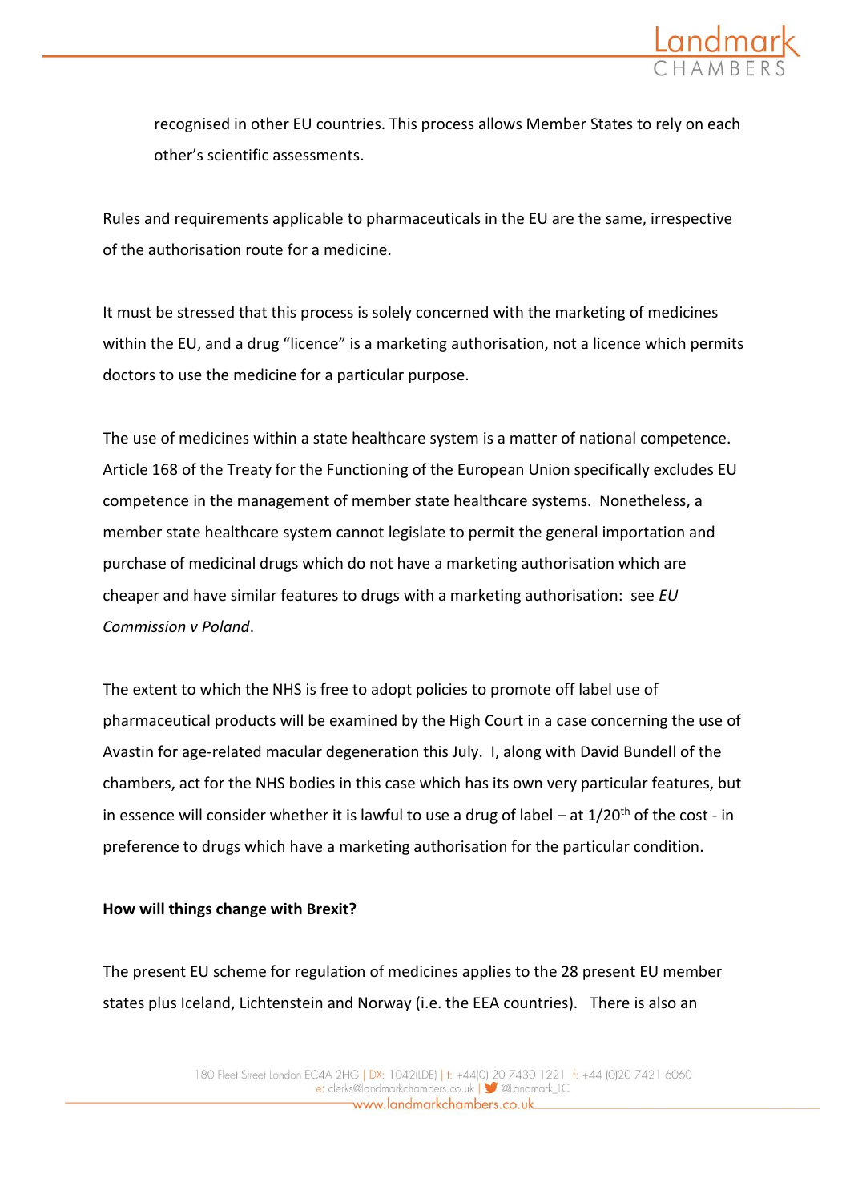recognised in other EU countries. This process allows Member States to rely on each other's scientific assessments.

Rules and requirements applicable to pharmaceuticals in the EU are the same, irrespective of the authorisation route for a medicine.

It must be stressed that this process is solely concerned with the marketing of medicines within the EU, and a drug "licence" is a marketing authorisation, not a licence which permits doctors to use the medicine for a particular purpose.

The use of medicines within a state healthcare system is a matter of national competence. Article 168 of the Treaty for the Functioning of the European Union specifically excludes EU competence in the management of member state healthcare systems. Nonetheless, a member state healthcare system cannot legislate to permit the general importation and purchase of medicinal drugs which do not have a marketing authorisation which are cheaper and have similar features to drugs with a marketing authorisation: see *EU Commission v Poland*.

The extent to which the NHS is free to adopt policies to promote off label use of pharmaceutical products will be examined by the High Court in a case concerning the use of Avastin for age-related macular degeneration this July. I, along with David Bundell of the chambers, act for the NHS bodies in this case which has its own very particular features, but in essence will consider whether it is lawful to use a drug of label – at 1/20th of the cost - in preference to drugs which have a marketing authorisation for the particular condition.

**How will things change with Brexit?**

The present EU scheme for regulation of medicines applies to the 28 present EU member states plus Iceland, Lichtenstein and Norway (i.e. the EEA countries). There is also an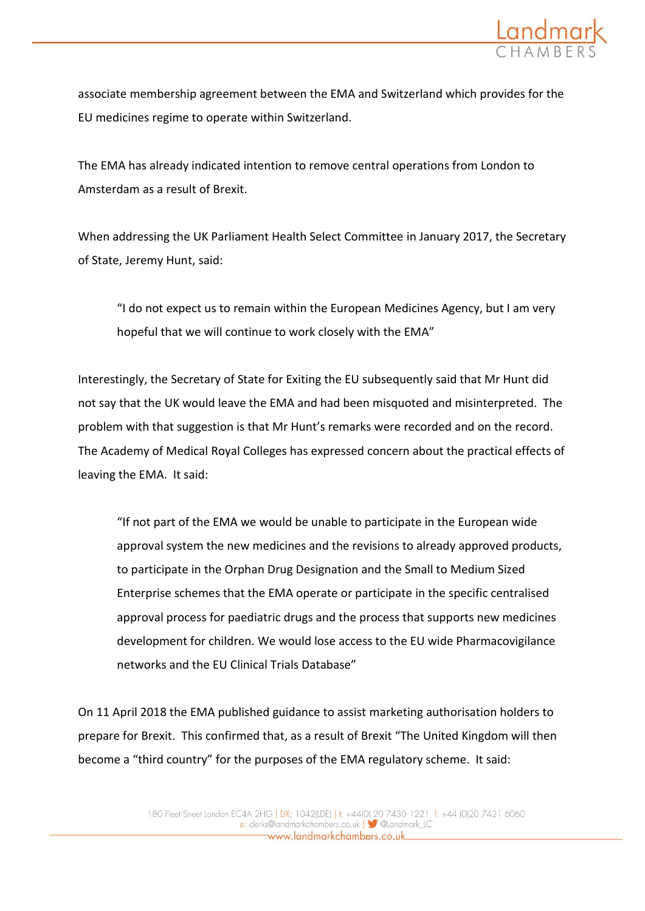associate membership agreement between the EMA and Switzerland which provides for the EU medicines regime to operate within Switzerland.

The EMA has already indicated intention to remove central operations from London to Amsterdam as a result of Brexit.

When addressing the UK Parliament Health Select Committee in January 2017, the Secretary of State, Jeremy Hunt, said:

> "I do not expect us to remain within the European Medicines Agency, but I am very hopeful that we will continue to work closely with the EMA"

Interestingly, the Secretary of State for Exiting the EU subsequently said that Mr Hunt did not say that the UK would leave the EMA and had been misquoted and misinterpreted. The problem with that suggestion is that Mr Hunt's remarks were recorded and on the record. The Academy of Medical Royal Colleges has expressed concern about the practical effects of leaving the EMA. It said:

> "If not part of the EMA we would be unable to participate in the European wide approval system the new medicines and the revisions to already approved products, to participate in the Orphan Drug Designation and the Small to Medium Sized Enterprise schemes that the EMA operate or participate in the specific centralised approval process for paediatric drugs and the process that supports new medicines development for children. We would lose access to the EU wide Pharmacovigilance networks and the EU Clinical Trials Database"

On 11 April 2018 the EMA published guidance to assist marketing authorisation holders to prepare for Brexit. This confirmed that, as a result of Brexit "The United Kingdom will then become a "third country" for the purposes of the EMA regulatory scheme. It said: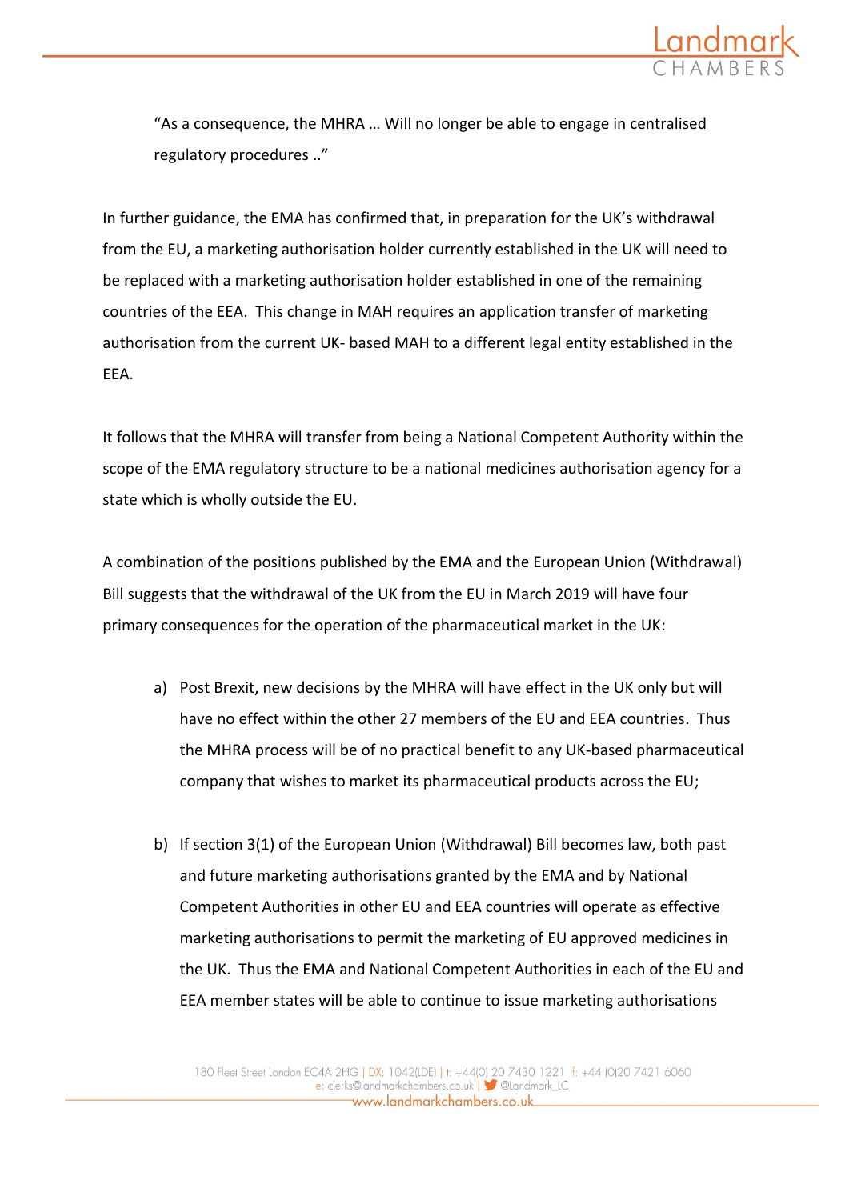> "As a consequence, the MHRA … Will no longer be able to engage in centralised regulatory procedures .."

In further guidance, the EMA has confirmed that, in preparation for the UK's withdrawal from the EU, a marketing authorisation holder currently established in the UK will need to be replaced with a marketing authorisation holder established in one of the remaining countries of the EEA. This change in MAH requires an application transfer of marketing authorisation from the current UK- based MAH to a different legal entity established in the EEA.

It follows that the MHRA will transfer from being a National Competent Authority within the scope of the EMA regulatory structure to be a national medicines authorisation agency for a state which is wholly outside the EU.

A combination of the positions published by the EMA and the European Union (Withdrawal) Bill suggests that the withdrawal of the UK from the EU in March 2019 will have four primary consequences for the operation of the pharmaceutical market in the UK:

a) Post Brexit, new decisions by the MHRA will have effect in the UK only but will have no effect within the other 27 members of the EU and EEA countries. Thus the MHRA process will be of no practical benefit to any UK-based pharmaceutical company that wishes to market its pharmaceutical products across the EU;

b) If section 3(1) of the European Union (Withdrawal) Bill becomes law, both past and future marketing authorisations granted by the EMA and by National Competent Authorities in other EU and EEA countries will operate as effective marketing authorisations to permit the marketing of EU approved medicines in the UK. Thus the EMA and National Competent Authorities in each of the EU and EEA member states will be able to continue to issue marketing authorisations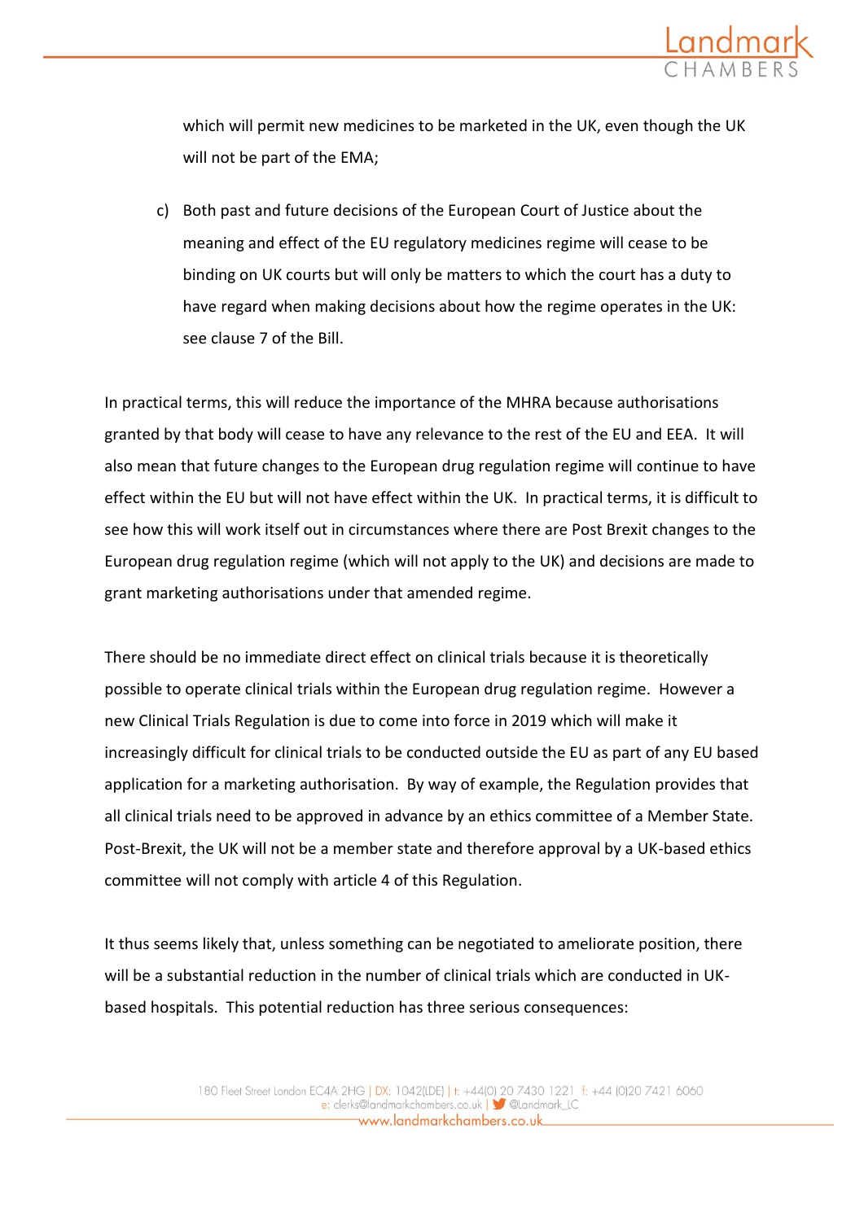which will permit new medicines to be marketed in the UK, even though the UK will not be part of the EMA;

c) Both past and future decisions of the European Court of Justice about the meaning and effect of the EU regulatory medicines regime will cease to be binding on UK courts but will only be matters to which the court has a duty to have regard when making decisions about how the regime operates in the UK: see clause 7 of the Bill.

In practical terms, this will reduce the importance of the MHRA because authorisations granted by that body will cease to have any relevance to the rest of the EU and EEA. It will also mean that future changes to the European drug regulation regime will continue to have effect within the EU but will not have effect within the UK. In practical terms, it is difficult to see how this will work itself out in circumstances where there are Post Brexit changes to the European drug regulation regime (which will not apply to the UK) and decisions are made to grant marketing authorisations under that amended regime.

There should be no immediate direct effect on clinical trials because it is theoretically possible to operate clinical trials within the European drug regulation regime. However a new Clinical Trials Regulation is due to come into force in 2019 which will make it increasingly difficult for clinical trials to be conducted outside the EU as part of any EU based application for a marketing authorisation. By way of example, the Regulation provides that all clinical trials need to be approved in advance by an ethics committee of a Member State. Post-Brexit, the UK will not be a member state and therefore approval by a UK-based ethics committee will not comply with article 4 of this Regulation.

It thus seems likely that, unless something can be negotiated to ameliorate position, there will be a substantial reduction in the number of clinical trials which are conducted in UK-based hospitals. This potential reduction has three serious consequences: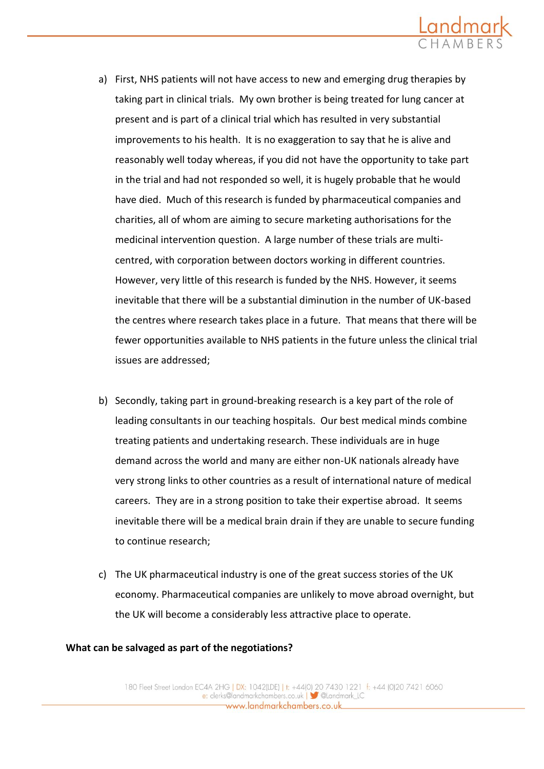a) First, NHS patients will not have access to new and emerging drug therapies by taking part in clinical trials. My own brother is being treated for lung cancer at present and is part of a clinical trial which has resulted in very substantial improvements to his health. It is no exaggeration to say that he is alive and reasonably well today whereas, if you did not have the opportunity to take part in the trial and had not responded so well, it is hugely probable that he would have died. Much of this research is funded by pharmaceutical companies and charities, all of whom are aiming to secure marketing authorisations for the medicinal intervention question. A large number of these trials are multi-centred, with corporation between doctors working in different countries. However, very little of this research is funded by the NHS. However, it seems inevitable that there will be a substantial diminution in the number of UK-based the centres where research takes place in a future. That means that there will be fewer opportunities available to NHS patients in the future unless the clinical trial issues are addressed;

b) Secondly, taking part in ground-breaking research is a key part of the role of leading consultants in our teaching hospitals. Our best medical minds combine treating patients and undertaking research. These individuals are in huge demand across the world and many are either non-UK nationals already have very strong links to other countries as a result of international nature of medical careers. They are in a strong position to take their expertise abroad. It seems inevitable there will be a medical brain drain if they are unable to secure funding to continue research;

c) The UK pharmaceutical industry is one of the great success stories of the UK economy. Pharmaceutical companies are unlikely to move abroad overnight, but the UK will become a considerably less attractive place to operate.

**What can be salvaged as part of the negotiations?**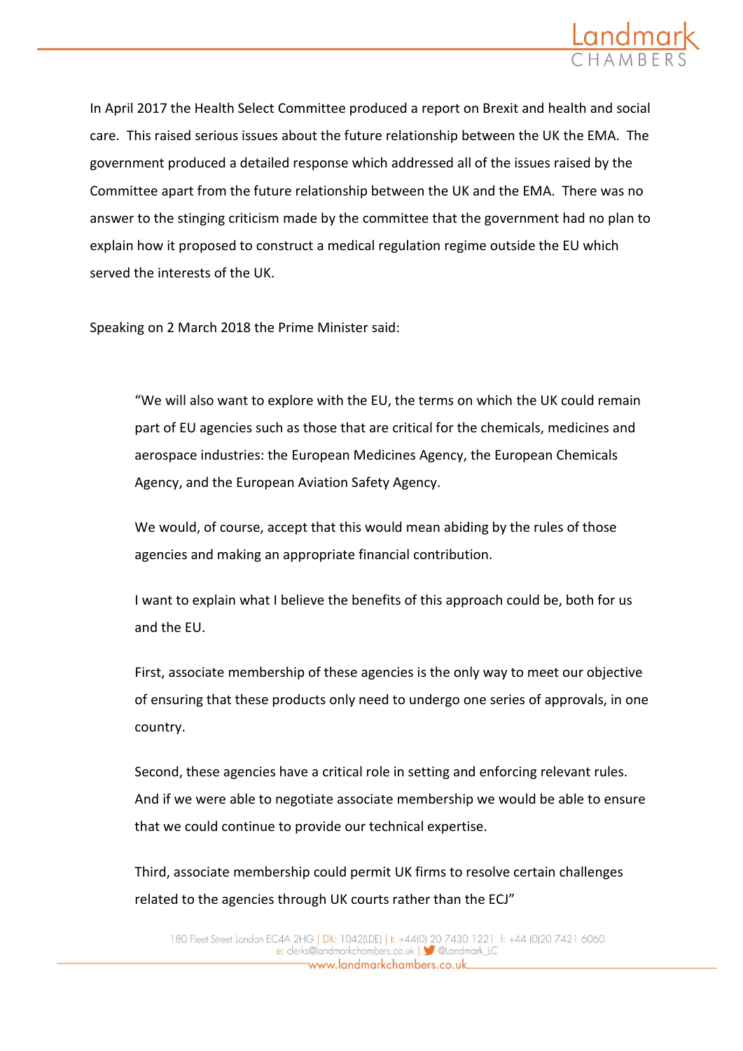In April 2017 the Health Select Committee produced a report on Brexit and health and social care. This raised serious issues about the future relationship between the UK the EMA. The government produced a detailed response which addressed all of the issues raised by the Committee apart from the future relationship between the UK and the EMA. There was no answer to the stinging criticism made by the committee that the government had no plan to explain how it proposed to construct a medical regulation regime outside the EU which served the interests of the UK.

Speaking on 2 March 2018 the Prime Minister said:

> "We will also want to explore with the EU, the terms on which the UK could remain part of EU agencies such as those that are critical for the chemicals, medicines and aerospace industries: the European Medicines Agency, the European Chemicals Agency, and the European Aviation Safety Agency.
>
> We would, of course, accept that this would mean abiding by the rules of those agencies and making an appropriate financial contribution.
>
> I want to explain what I believe the benefits of this approach could be, both for us and the EU.
>
> First, associate membership of these agencies is the only way to meet our objective of ensuring that these products only need to undergo one series of approvals, in one country.
>
> Second, these agencies have a critical role in setting and enforcing relevant rules. And if we were able to negotiate associate membership we would be able to ensure that we could continue to provide our technical expertise.
>
> Third, associate membership could permit UK firms to resolve certain challenges related to the agencies through UK courts rather than the ECJ"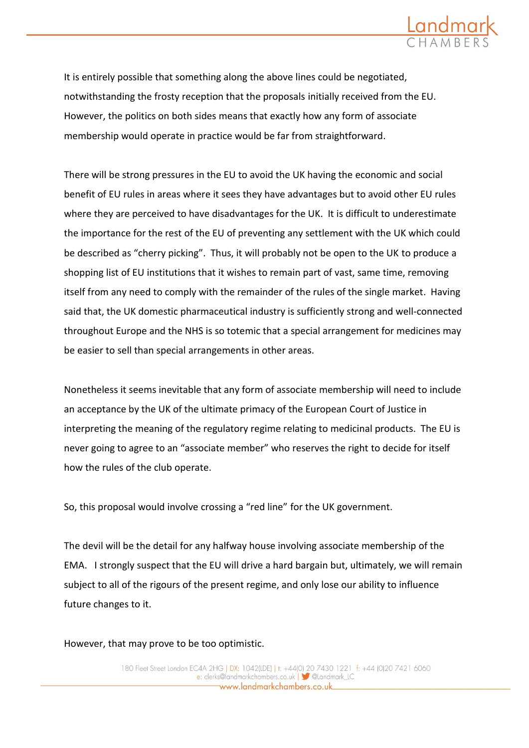It is entirely possible that something along the above lines could be negotiated, notwithstanding the frosty reception that the proposals initially received from the EU. However, the politics on both sides means that exactly how any form of associate membership would operate in practice would be far from straightforward.

There will be strong pressures in the EU to avoid the UK having the economic and social benefit of EU rules in areas where it sees they have advantages but to avoid other EU rules where they are perceived to have disadvantages for the UK. It is difficult to underestimate the importance for the rest of the EU of preventing any settlement with the UK which could be described as "cherry picking". Thus, it will probably not be open to the UK to produce a shopping list of EU institutions that it wishes to remain part of vast, same time, removing itself from any need to comply with the remainder of the rules of the single market. Having said that, the UK domestic pharmaceutical industry is sufficiently strong and well-connected throughout Europe and the NHS is so totemic that a special arrangement for medicines may be easier to sell than special arrangements in other areas.

Nonetheless it seems inevitable that any form of associate membership will need to include an acceptance by the UK of the ultimate primacy of the European Court of Justice in interpreting the meaning of the regulatory regime relating to medicinal products. The EU is never going to agree to an "associate member" who reserves the right to decide for itself how the rules of the club operate.

So, this proposal would involve crossing a "red line" for the UK government.

The devil will be the detail for any halfway house involving associate membership of the EMA. I strongly suspect that the EU will drive a hard bargain but, ultimately, we will remain subject to all of the rigours of the present regime, and only lose our ability to influence future changes to it.

However, that may prove to be too optimistic.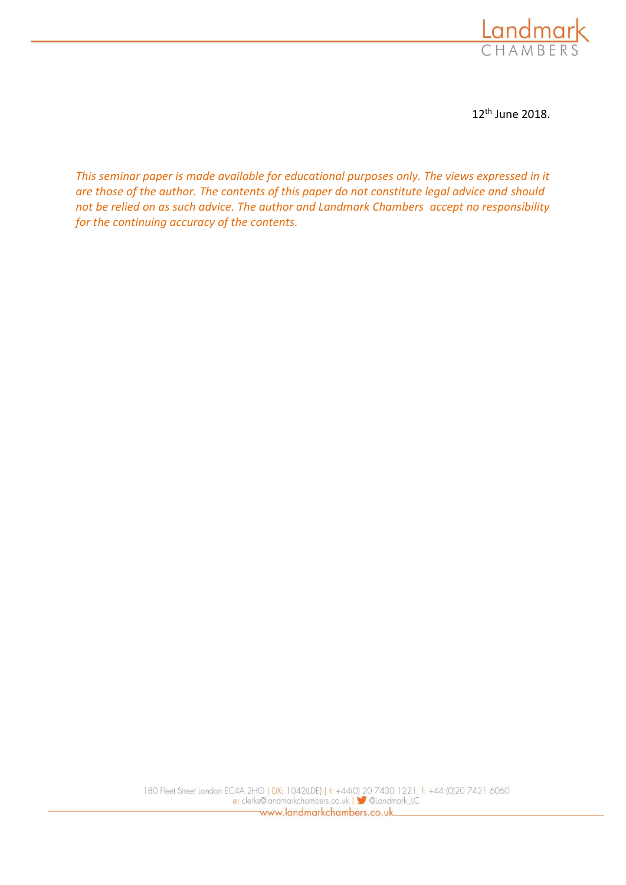12th June 2018.

*This seminar paper is made available for educational purposes only. The views expressed in it are those of the author. The contents of this paper do not constitute legal advice and should not be relied on as such advice. The author and Landmark Chambers accept no responsibility for the continuing accuracy of the contents.*